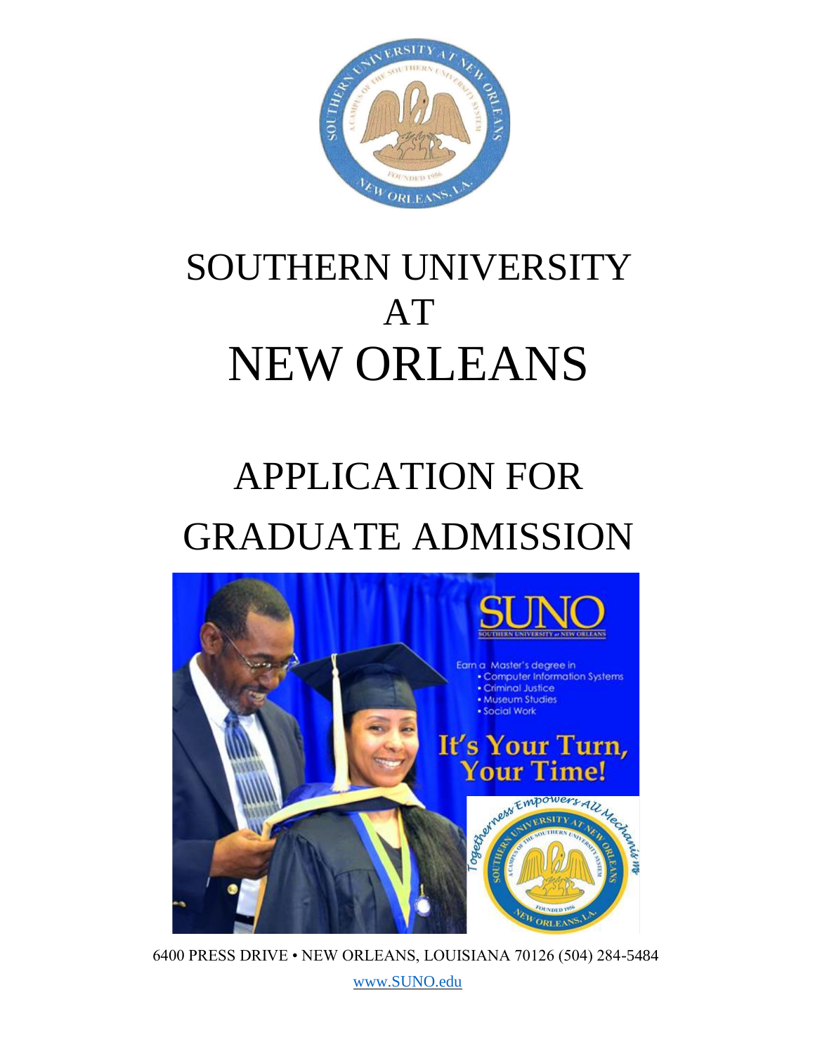# SOUTHERN UNIVERSITY AT NEW ORLEANS

# APPLICATION FOR GRADUATE ADMISSION

6400 PRESS DRIVE • NEW ORLEANS, LOUISIANA 70126 (504) 284-5484

www.SUNO.edu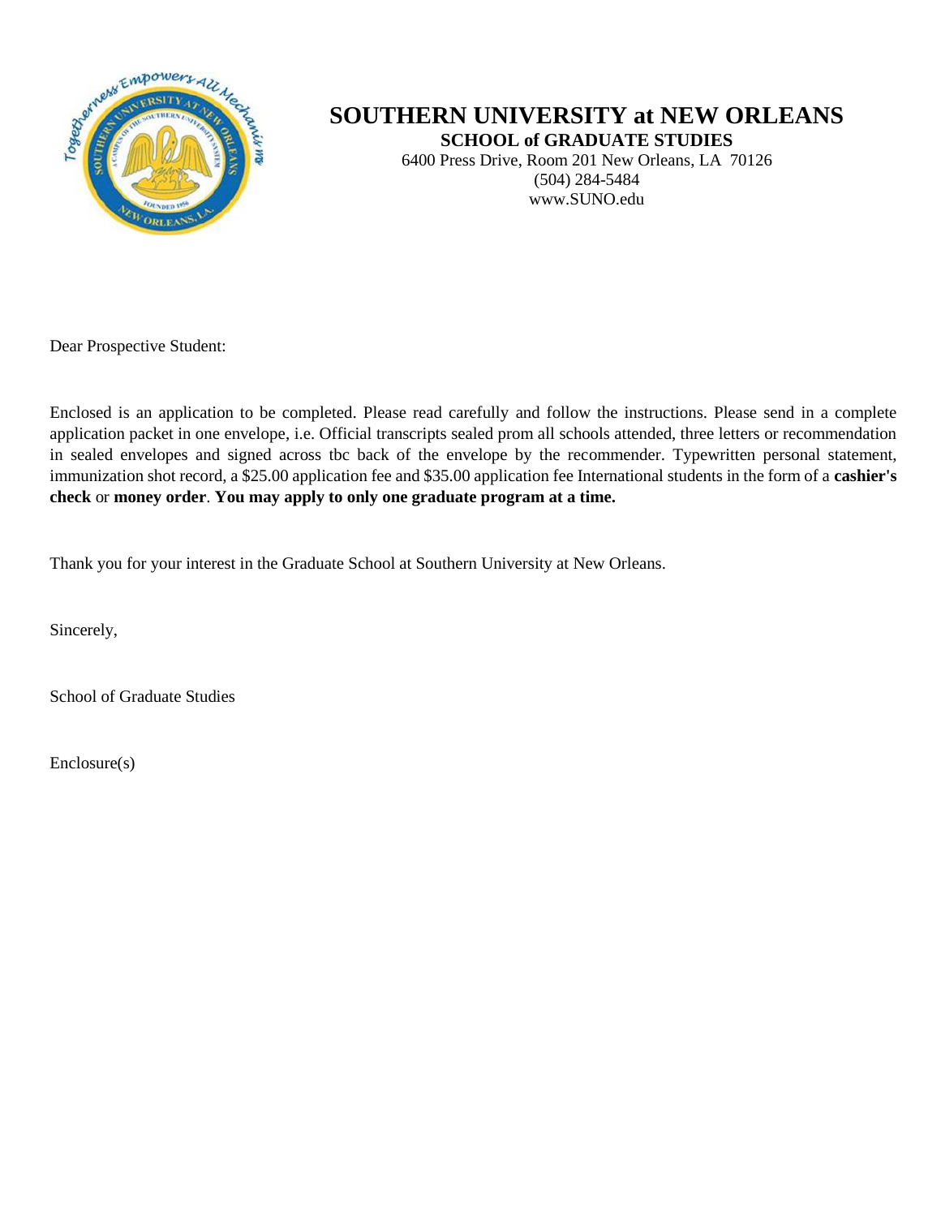# SOUTHERN UNIVERSITY at NEW ORLEANS

**SCHOOL of GRADUATE STUDIES**

6400 Press Drive, Room 201 New Orleans, LA 70126
(504) 284-5484
www.SUNO.edu

Dear Prospective Student:

Enclosed is an application to be completed. Please read carefully and follow the instructions. Please send in a complete application packet in one envelope, i.e. Official transcripts sealed prom all schools attended, three letters or recommendation in sealed envelopes and signed across tbc back of the envelope by the recommender. Typewritten personal statement, immunization shot record, a $25.00 application fee and $35.00 application fee International students in the form of a **cashier's check** or **money order**. **You may apply to only one graduate program at a time.**

Thank you for your interest in the Graduate School at Southern University at New Orleans.

Sincerely,

School of Graduate Studies

Enclosure(s)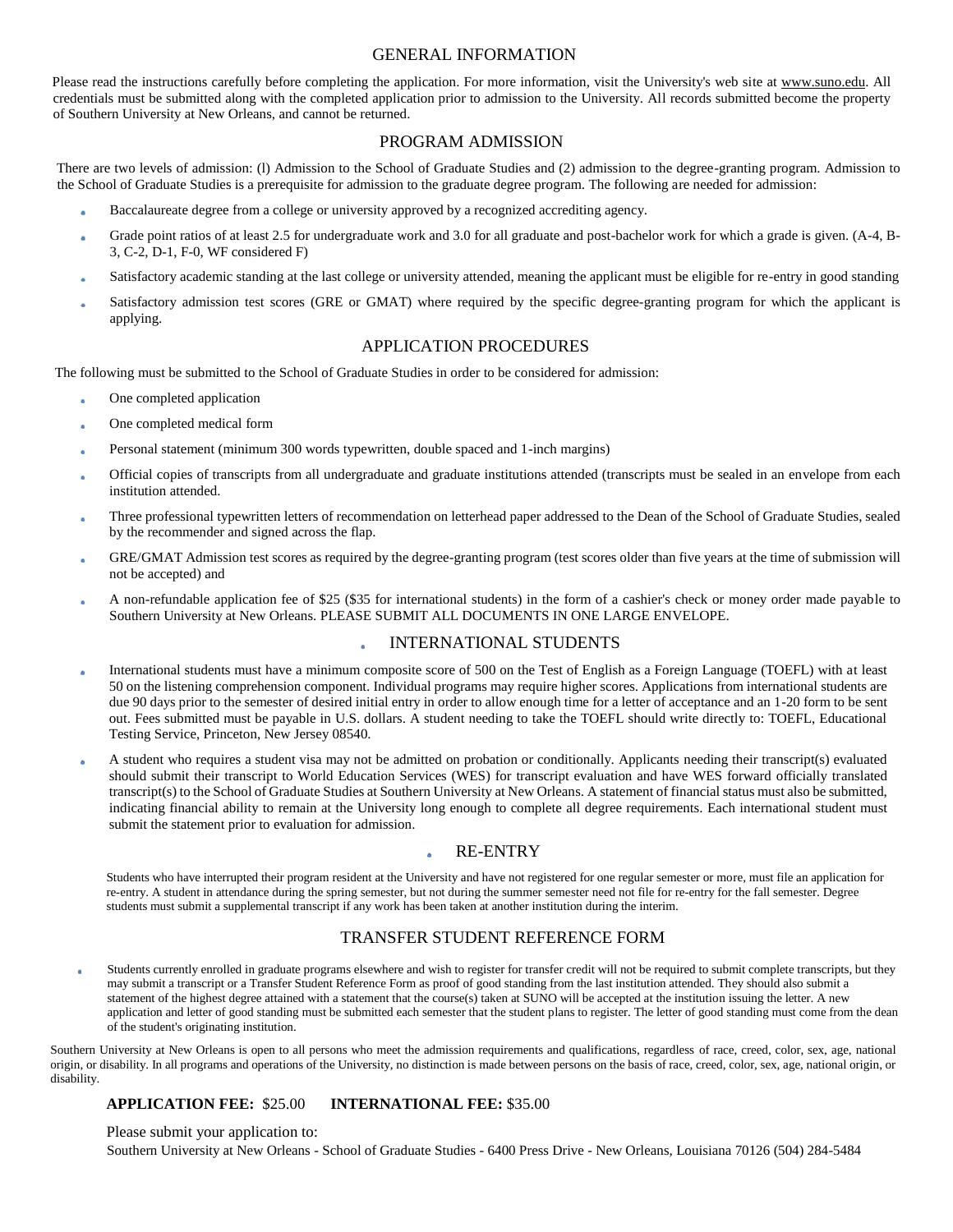## GENERAL INFORMATION

Please read the instructions carefully before completing the application. For more information, visit the University's web site at www.suno.edu. All credentials must be submitted along with the completed application prior to admission to the University. All records submitted become the property of Southern University at New Orleans, and cannot be returned.

## PROGRAM ADMISSION

There are two levels of admission: (l) Admission to the School of Graduate Studies and (2) admission to the degree-granting program. Admission to the School of Graduate Studies is a prerequisite for admission to the graduate degree program. The following are needed for admission:

- Baccalaureate degree from a college or university approved by a recognized accrediting agency.
- Grade point ratios of at least 2.5 for undergraduate work and 3.0 for all graduate and post-bachelor work for which a grade is given. (A-4, B-3, C-2, D-1, F-0, WF considered F)
- Satisfactory academic standing at the last college or university attended, meaning the applicant must be eligible for re-entry in good standing
- Satisfactory admission test scores (GRE or GMAT) where required by the specific degree-granting program for which the applicant is applying.

## APPLICATION PROCEDURES

The following must be submitted to the School of Graduate Studies in order to be considered for admission:

- One completed application
- One completed medical form
- Personal statement (minimum 300 words typewritten, double spaced and 1-inch margins)
- Official copies of transcripts from all undergraduate and graduate institutions attended (transcripts must be sealed in an envelope from each institution attended.
- Three professional typewritten letters of recommendation on letterhead paper addressed to the Dean of the School of Graduate Studies, sealed by the recommender and signed across the flap.
- GRE/GMAT Admission test scores as required by the degree-granting program (test scores older than five years at the time of submission will not be accepted) and
- A non-refundable application fee of $25 ($35 for international students) in the form of a cashier's check or money order made payable to Southern University at New Orleans. PLEASE SUBMIT ALL DOCUMENTS IN ONE LARGE ENVELOPE.

## INTERNATIONAL STUDENTS

- International students must have a minimum composite score of 500 on the Test of English as a Foreign Language (TOEFL) with at least 50 on the listening comprehension component. Individual programs may require higher scores. Applications from international students are due 90 days prior to the semester of desired initial entry in order to allow enough time for a letter of acceptance and an 1-20 form to be sent out. Fees submitted must be payable in U.S. dollars. A student needing to take the TOEFL should write directly to: TOEFL, Educational Testing Service, Princeton, New Jersey 08540.
- A student who requires a student visa may not be admitted on probation or conditionally. Applicants needing their transcript(s) evaluated should submit their transcript to World Education Services (WES) for transcript evaluation and have WES forward officially translated transcript(s) to the School of Graduate Studies at Southern University at New Orleans. A statement of financial status must also be submitted, indicating financial ability to remain at the University long enough to complete all degree requirements. Each international student must submit the statement prior to evaluation for admission.

## RE-ENTRY

Students who have interrupted their program resident at the University and have not registered for one regular semester or more, must file an application for re-entry. A student in attendance during the spring semester, but not during the summer semester need not file for re-entry for the fall semester. Degree students must submit a supplemental transcript if any work has been taken at another institution during the interim.

## TRANSFER STUDENT REFERENCE FORM

- Students currently enrolled in graduate programs elsewhere and wish to register for transfer credit will not be required to submit complete transcripts, but they may submit a transcript or a Transfer Student Reference Form as proof of good standing from the last institution attended. They should also submit a statement of the highest degree attained with a statement that the course(s) taken at SUNO will be accepted at the institution issuing the letter. A new application and letter of good standing must be submitted each semester that the student plans to register. The letter of good standing must come from the dean of the student's originating institution.

Southern University at New Orleans is open to all persons who meet the admission requirements and qualifications, regardless of race, creed, color, sex, age, national origin, or disability. In all programs and operations of the University, no distinction is made between persons on the basis of race, creed, color, sex, age, national origin, or disability.

**APPLICATION FEE:** $25.00 **INTERNATIONAL FEE:** $35.00

Please submit your application to:
Southern University at New Orleans - School of Graduate Studies - 6400 Press Drive - New Orleans, Louisiana 70126 (504) 284-5484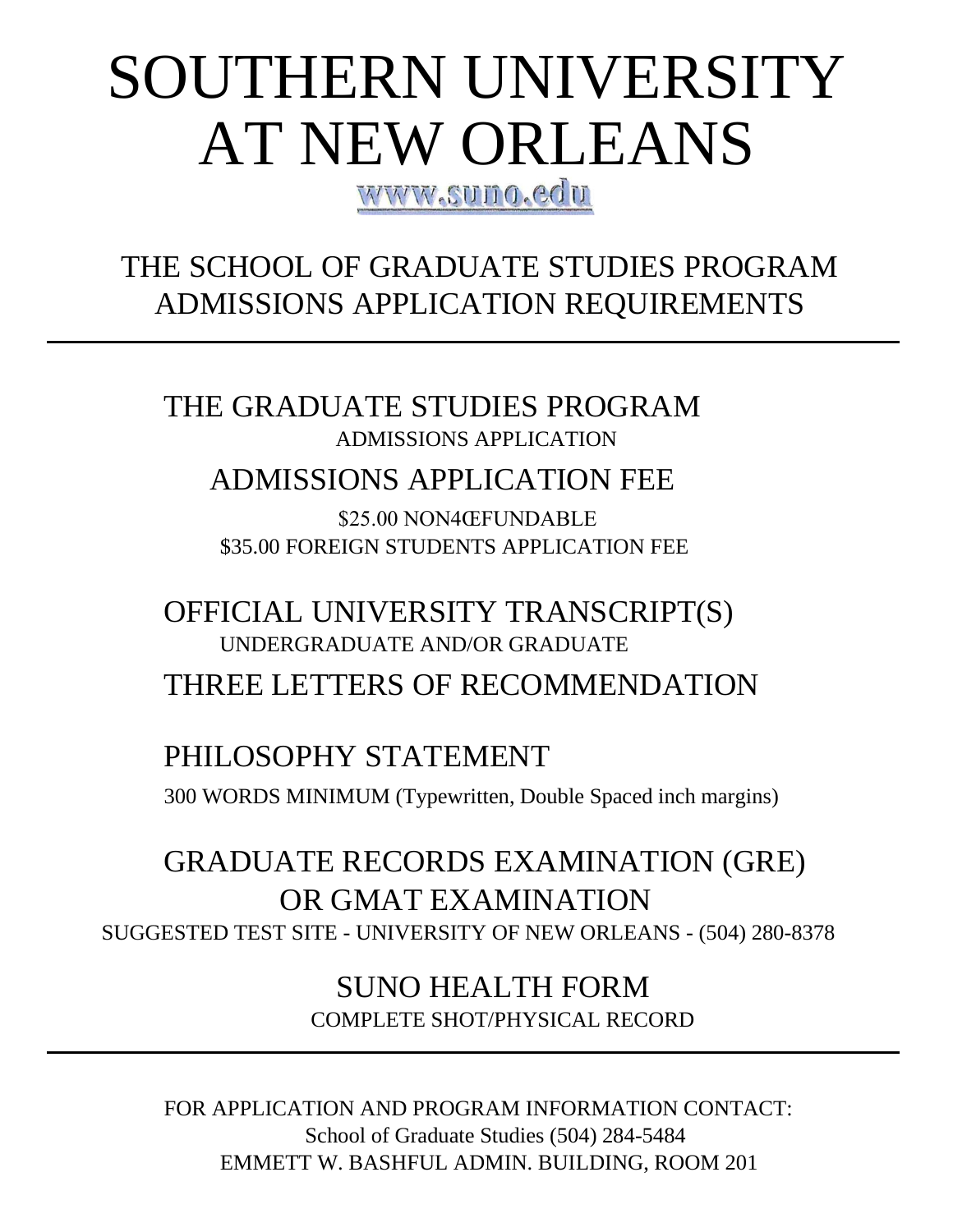# SOUTHERN UNIVERSITY AT NEW ORLEANS

www.suno.edu

## THE SCHOOL OF GRADUATE STUDIES PROGRAM ADMISSIONS APPLICATION REQUIREMENTS

---

### THE GRADUATE STUDIES PROGRAM

ADMISSIONS APPLICATION

### ADMISSIONS APPLICATION FEE

$25.00 NON4ŒFUNDABLE

$35.00 FOREIGN STUDENTS APPLICATION FEE

### OFFICIAL UNIVERSITY TRANSCRIPT(S)

UNDERGRADUATE AND/OR GRADUATE

### THREE LETTERS OF RECOMMENDATION

### PHILOSOPHY STATEMENT

300 WORDS MINIMUM (Typewritten, Double Spaced inch margins)

### GRADUATE RECORDS EXAMINATION (GRE) OR GMAT EXAMINATION

SUGGESTED TEST SITE - UNIVERSITY OF NEW ORLEANS - (504) 280-8378

### SUNO HEALTH FORM

COMPLETE SHOT/PHYSICAL RECORD

---

FOR APPLICATION AND PROGRAM INFORMATION CONTACT:

School of Graduate Studies (504) 284-5484

EMMETT W. BASHFUL ADMIN. BUILDING, ROOM 201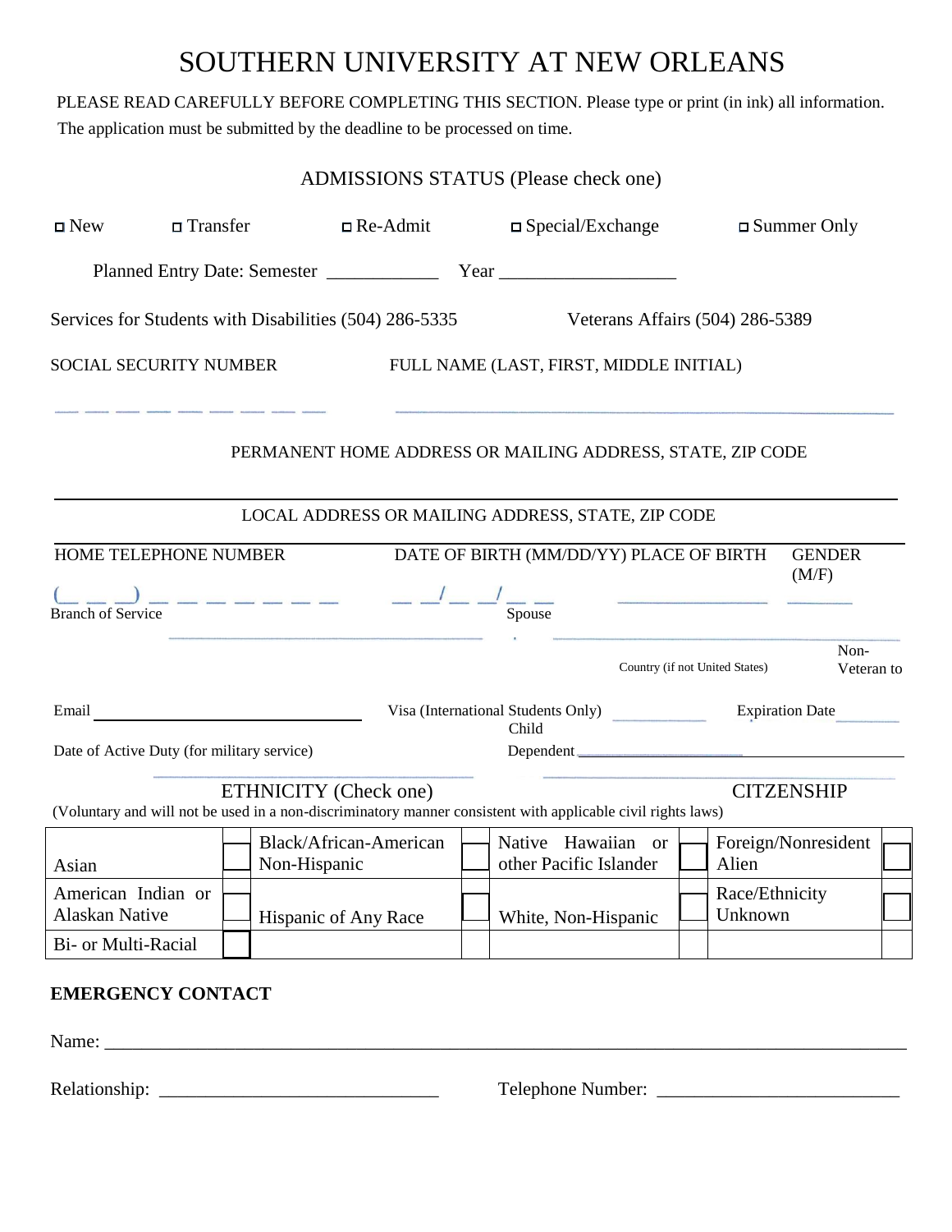# SOUTHERN UNIVERSITY AT NEW ORLEANS

PLEASE READ CAREFULLY BEFORE COMPLETING THIS SECTION. Please type or print (in ink) all information. The application must be submitted by the deadline to be processed on time.

## ADMISSIONS STATUS (Please check one)

□ New □ Transfer □ Re-Admit □ Special/Exchange □ Summer Only

Planned Entry Date: Semester ____________ Year ___________________

Services for Students with Disabilities (504) 286-5335 Veterans Affairs (504) 286-5389

SOCIAL SECURITY NUMBER FULL NAME (LAST, FIRST, MIDDLE INITIAL)

_ _ _ _ _ _ _ _ _ ________________________________________

PERMANENT HOME ADDRESS OR MAILING ADDRESS, STATE, ZIP CODE

________________________________________________________________

LOCAL ADDRESS OR MAILING ADDRESS, STATE, ZIP CODE

________________________________________________________________

HOME TELEPHONE NUMBER DATE OF BIRTH (MM/DD/YY) PLACE OF BIRTH GENDER (M/F)

(_ _ _) _ _ _ _ _ _ _ _ _ _/_ _/_ _ ______________ ______

Branch of Service ______________________ Spouse ______________________

Country (if not United States) Non-Veteran to

Email ______________________ Visa (International Students Only) __________ Expiration Date ______

Date of Active Duty (for military service) ______________________ Child Dependent ______________________

## ETHNICITY (Check one) CITZENSHIP

(Voluntary and will not be used in a non-discriminatory manner consistent with applicable civil rights laws)

| | | | | | | | |
|---|---|---|---|---|---|---|---|
| Asian | ☐ | Black/African-American Non-Hispanic | ☐ | Native Hawaiian or other Pacific Islander | ☐ | Foreign/Nonresident Alien | ☐ |
| American Indian or Alaskan Native | ☐ | Hispanic of Any Race | ☐ | White, Non-Hispanic | ☐ | Race/Ethnicity Unknown | ☐ |
| Bi- or Multi-Racial | ☐ | | | | | | |

**EMERGENCY CONTACT**

Name: ________________________________________________________________

Relationship: ______________________________ Telephone Number: __________________________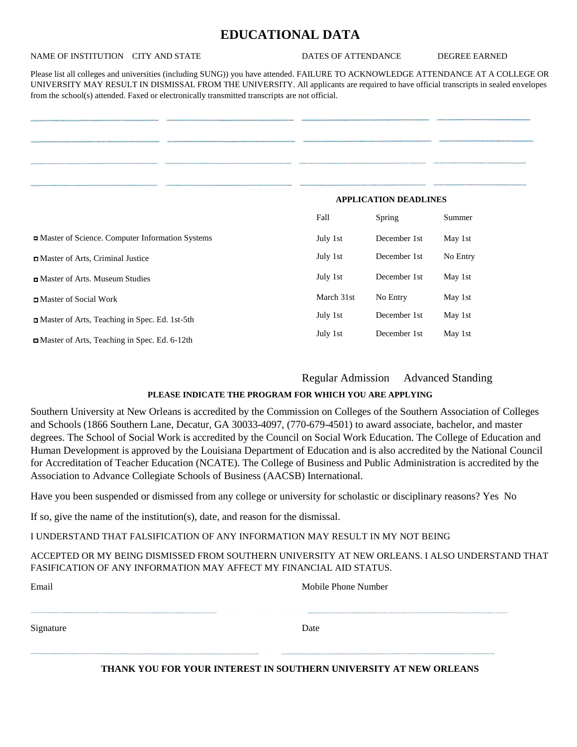# EDUCATIONAL DATA

| NAME OF INSTITUTION | CITY AND STATE | DATES OF ATTENDANCE | DEGREE EARNED |
|---|---|---|---|

Please list all colleges and universities (including SUNG)) you have attended. FAILURE TO ACKNOWLEDGE ATTENDANCE AT A COLLEGE OR UNIVERSITY MAY RESULT IN DISMISSAL FROM THE UNIVERSITY. All applicants are required to have official transcripts in sealed envelopes from the school(s) attended. Faxed or electronically transmitted transcripts are not official.

| | | | |
|---|---|---|---|
| | | | |
| | | | |
| | | | |
| | | | |

**APPLICATION DEADLINES**

| | Fall | Spring | Summer |
|---|---|---|---|
| ☐ Master of Science. Computer Information Systems | July 1st | December 1st | May 1st |
| ☐ Master of Arts, Criminal Justice | July 1st | December 1st | No Entry |
| ☐ Master of Arts. Museum Studies | July 1st | December 1st | May 1st |
| ☐ Master of Social Work | March 31st | No Entry | May 1st |
| ☐ Master of Arts, Teaching in Spec. Ed. 1st-5th | July 1st | December 1st | May 1st |
| ☐ Master of Arts, Teaching in Spec. Ed. 6-12th | July 1st | December 1st | May 1st |

Regular Admission Advanced Standing

**PLEASE INDICATE THE PROGRAM FOR WHICH YOU ARE APPLYING**

Southern University at New Orleans is accredited by the Commission on Colleges of the Southern Association of Colleges and Schools (1866 Southern Lane, Decatur, GA 30033-4097, (770-679-4501) to award associate, bachelor, and master degrees. The School of Social Work is accredited by the Council on Social Work Education. The College of Education and Human Development is approved by the Louisiana Department of Education and is also accredited by the National Council for Accreditation of Teacher Education (NCATE). The College of Business and Public Administration is accredited by the Association to Advance Collegiate Schools of Business (AACSB) International.

Have you been suspended or dismissed from any college or university for scholastic or disciplinary reasons? Yes No

If so, give the name of the institution(s), date, and reason for the dismissal.

I UNDERSTAND THAT FALSIFICATION OF ANY INFORMATION MAY RESULT IN MY NOT BEING

ACCEPTED OR MY BEING DISMISSED FROM SOUTHERN UNIVERSITY AT NEW ORLEANS. I ALSO UNDERSTAND THAT FASIFICATION OF ANY INFORMATION MAY AFFECT MY FINANCIAL AID STATUS.

Email ______________________ Mobile Phone Number ______________________

Signature ______________________ Date ______________________

**THANK YOU FOR YOUR INTEREST IN SOUTHERN UNIVERSITY AT NEW ORLEANS**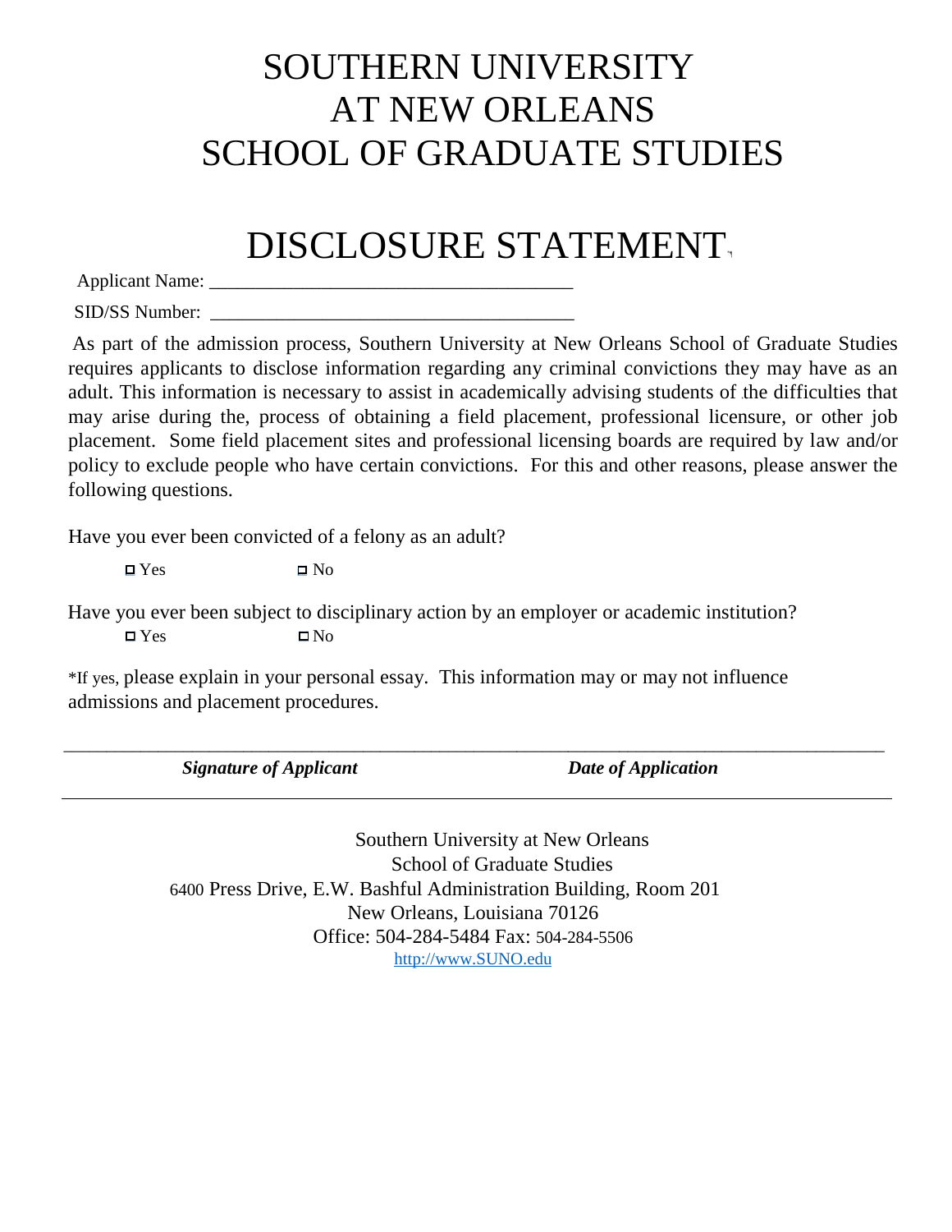# SOUTHERN UNIVERSITY AT NEW ORLEANS SCHOOL OF GRADUATE STUDIES

# DISCLOSURE STATEMENT

Applicant Name: ______________________________________

SID/SS Number: ______________________________________

As part of the admission process, Southern University at New Orleans School of Graduate Studies requires applicants to disclose information regarding any criminal convictions they may have as an adult. This information is necessary to assist in academically advising students of the difficulties that may arise during the, process of obtaining a field placement, professional licensure, or other job placement. Some field placement sites and professional licensing boards are required by law and/or policy to exclude people who have certain convictions. For this and other reasons, please answer the following questions.

Have you ever been convicted of a felony as an adult?

☐ Yes ☐ No

Have you ever been subject to disciplinary action by an employer or academic institution?

☐ Yes ☐ No

*If yes, please explain in your personal essay. This information may or may not influence admissions and placement procedures.

_______________________________________________________________________________________

***Signature of Applicant*** ***Date of Application***

---

Southern University at New Orleans
School of Graduate Studies
6400 Press Drive, E.W. Bashful Administration Building, Room 201
New Orleans, Louisiana 70126
Office: 504-284-5484 Fax: 504-284-5506
http://www.SUNO.edu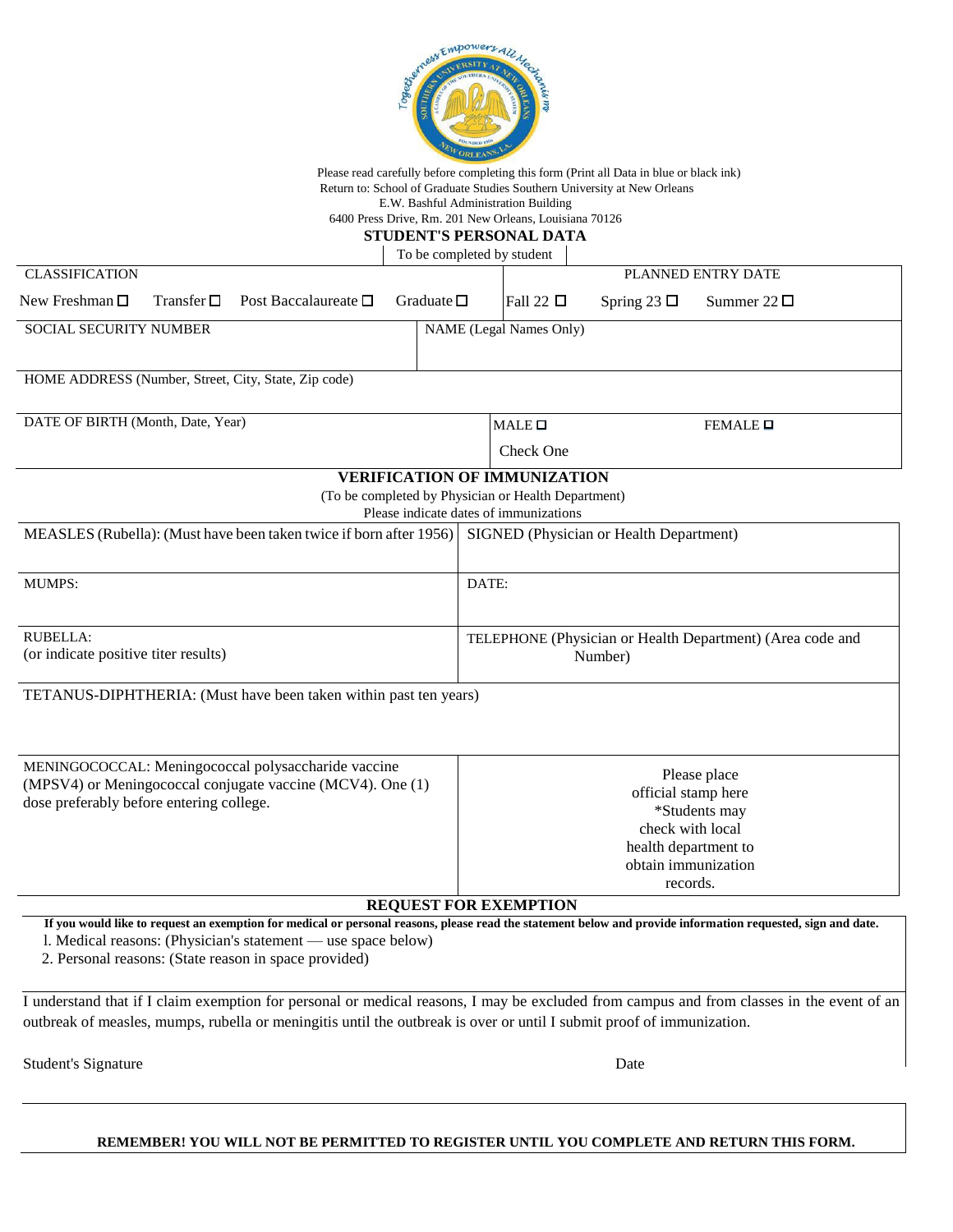Please read carefully before completing this form (Print all Data in blue or black ink)
Return to: School of Graduate Studies Southern University at New Orleans
E.W. Bashful Administration Building
6400 Press Drive, Rm. 201 New Orleans, Louisiana 70126

## STUDENT'S PERSONAL DATA

To be completed by student

| CLASSIFICATION | | | | PLANNED ENTRY DATE | | |
|---|---|---|---|---|---|---|
| New Freshman ☐ | Transfer ☐ | Post Baccalaureate ☐ | Graduate ☐ | Fall 22 ☐ | Spring 23 ☐ | Summer 22 ☐ |

| SOCIAL SECURITY NUMBER | NAME (Legal Names Only) |
|---|---|
| | |

| HOME ADDRESS (Number, Street, City, State, Zip code) |
|---|
| |

| DATE OF BIRTH (Month, Date, Year) | MALE ☐ | FEMALE ☐ |
|---|---|---|
| | Check One | |

## VERIFICATION OF IMMUNIZATION

(To be completed by Physician or Health Department)
Please indicate dates of immunizations

| | |
|---|---|
| MEASLES (Rubella): (Must have been taken twice if born after 1956) | SIGNED (Physician or Health Department) |
| MUMPS: | DATE: |
| RUBELLA: (or indicate positive titer results) | TELEPHONE (Physician or Health Department) (Area code and Number) |
| TETANUS-DIPHTHERIA: (Must have been taken within past ten years) | |
| MENINGOCOCCAL: Meningococcal polysaccharide vaccine (MPSV4) or Meningococcal conjugate vaccine (MCV4). One (1) dose preferably before entering college. | Please place official stamp here *Students may check with local health department to obtain immunization records. |

## REQUEST FOR EXEMPTION

**If you would like to request an exemption for medical or personal reasons, please read the statement below and provide information requested, sign and date.**

1. Medical reasons: (Physician's statement — use space below)
2. Personal reasons: (State reason in space provided)

I understand that if I claim exemption for personal or medical reasons, I may be excluded from campus and from classes in the event of an outbreak of measles, mumps, rubella or meningitis until the outbreak is over or until I submit proof of immunization.

Student's Signature Date

**REMEMBER! YOU WILL NOT BE PERMITTED TO REGISTER UNTIL YOU COMPLETE AND RETURN THIS FORM.**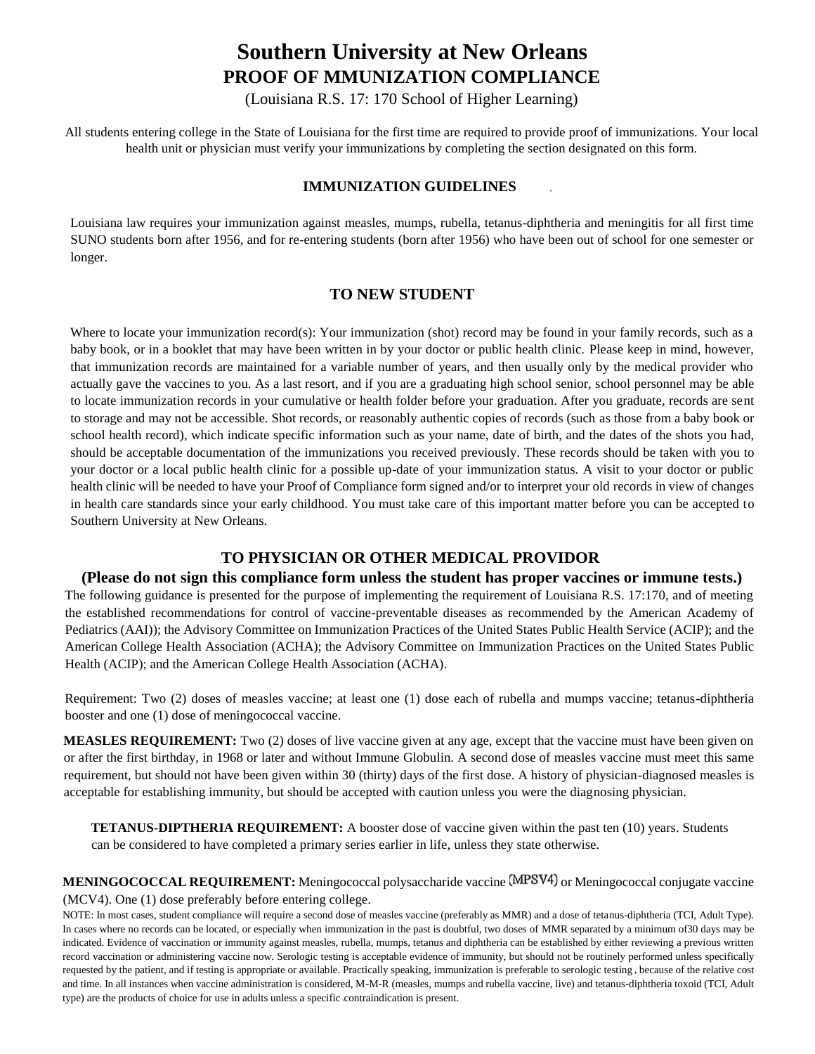# Southern University at New Orleans

## PROOF OF MMUNIZATION COMPLIANCE

(Louisiana R.S. 17: 170 School of Higher Learning)

All students entering college in the State of Louisiana for the first time are required to provide proof of immunizations. Your local health unit or physician must verify your immunizations by completing the section designated on this form.

### IMMUNIZATION GUIDELINES

Louisiana law requires your immunization against measles, mumps, rubella, tetanus-diphtheria and meningitis for all first time SUNO students born after 1956, and for re-entering students (born after 1956) who have been out of school for one semester or longer.

### TO NEW STUDENT

Where to locate your immunization record(s): Your immunization (shot) record may be found in your family records, such as a baby book, or in a booklet that may have been written in by your doctor or public health clinic. Please keep in mind, however, that immunization records are maintained for a variable number of years, and then usually only by the medical provider who actually gave the vaccines to you. As a last resort, and if you are a graduating high school senior, school personnel may be able to locate immunization records in your cumulative or health folder before your graduation. After you graduate, records are sent to storage and may not be accessible. Shot records, or reasonably authentic copies of records (such as those from a baby book or school health record), which indicate specific information such as your name, date of birth, and the dates of the shots you had, should be acceptable documentation of the immunizations you received previously. These records should be taken with you to your doctor or a local public health clinic for a possible up-date of your immunization status. A visit to your doctor or public health clinic will be needed to have your Proof of Compliance form signed and/or to interpret your old records in view of changes in health care standards since your early childhood. You must take care of this important matter before you can be accepted to Southern University at New Orleans.

### TO PHYSICIAN OR OTHER MEDICAL PROVIDOR

**(Please do not sign this compliance form unless the student has proper vaccines or immune tests.)**

The following guidance is presented for the purpose of implementing the requirement of Louisiana R.S. 17:170, and of meeting the established recommendations for control of vaccine-preventable diseases as recommended by the American Academy of Pediatrics (AAI)); the Advisory Committee on Immunization Practices of the United States Public Health Service (ACIP); and the American College Health Association (ACHA); the Advisory Committee on Immunization Practices on the United States Public Health (ACIP); and the American College Health Association (ACHA).

Requirement: Two (2) doses of measles vaccine; at least one (1) dose each of rubella and mumps vaccine; tetanus-diphtheria booster and one (1) dose of meningococcal vaccine.

**MEASLES REQUIREMENT:** Two (2) doses of live vaccine given at any age, except that the vaccine must have been given on or after the first birthday, in 1968 or later and without Immune Globulin. A second dose of measles vaccine must meet this same requirement, but should not have been given within 30 (thirty) days of the first dose. A history of physician-diagnosed measles is acceptable for establishing immunity, but should be accepted with caution unless you were the diagnosing physician.

**TETANUS-DIPTHERIA REQUIREMENT:** A booster dose of vaccine given within the past ten (10) years. Students can be considered to have completed a primary series earlier in life, unless they state otherwise.

**MENINGOCOCCAL REQUIREMENT:** Meningococcal polysaccharide vaccine (MPSV4) or Meningococcal conjugate vaccine (MCV4). One (1) dose preferably before entering college.

NOTE: In most cases, student compliance will require a second dose of measles vaccine (preferably as MMR) and a dose of tetanus-diphtheria (TCI, Adult Type). In cases where no records can be located, or especially when immunization in the past is doubtful, two doses of MMR separated by a minimum of30 days may be indicated. Evidence of vaccination or immunity against measles, rubella, mumps, tetanus and diphtheria can be established by either reviewing a previous written record vaccination or administering vaccine now. Serologic testing is acceptable evidence of immunity, but should not be routinely performed unless specifically requested by the patient, and if testing is appropriate or available. Practically speaking, immunization is preferable to serologic testing, because of the relative cost and time. In all instances when vaccine administration is considered, M-M-R (measles, mumps and rubella vaccine, live) and tetanus-diphtheria toxoid (TCI, Adult type) are the products of choice for use in adults unless a specific contraindication is present.